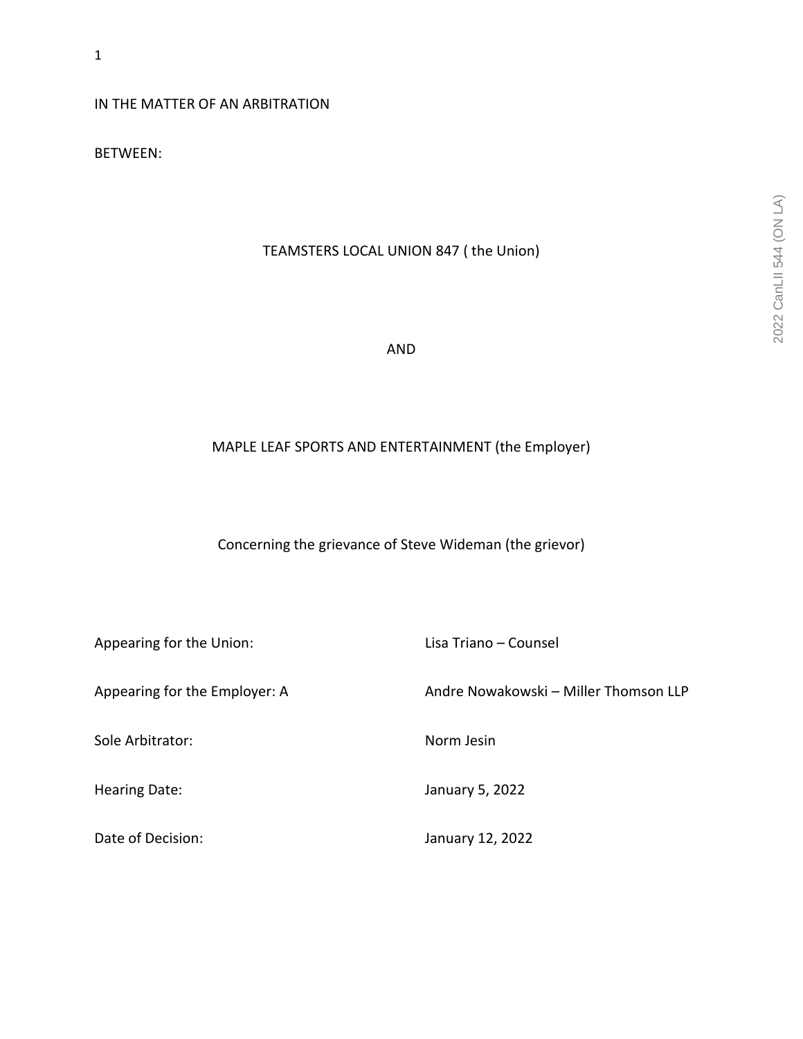IN THE MATTER OF AN ARBITRATION

BETWEEN:

TEAMSTERS LOCAL UNION 847 ( the Union)

AND

MAPLE LEAF SPORTS AND ENTERTAINMENT (the Employer)

Concerning the grievance of Steve Wideman (the grievor)

| | |
|---|---|
| Appearing for the Union: | Lisa Triano – Counsel |
| Appearing for the Employer: A | Andre Nowakowski – Miller Thomson LLP |
| Sole Arbitrator: | Norm Jesin |
| Hearing Date: | January 5, 2022 |
| Date of Decision: | January 12, 2022 |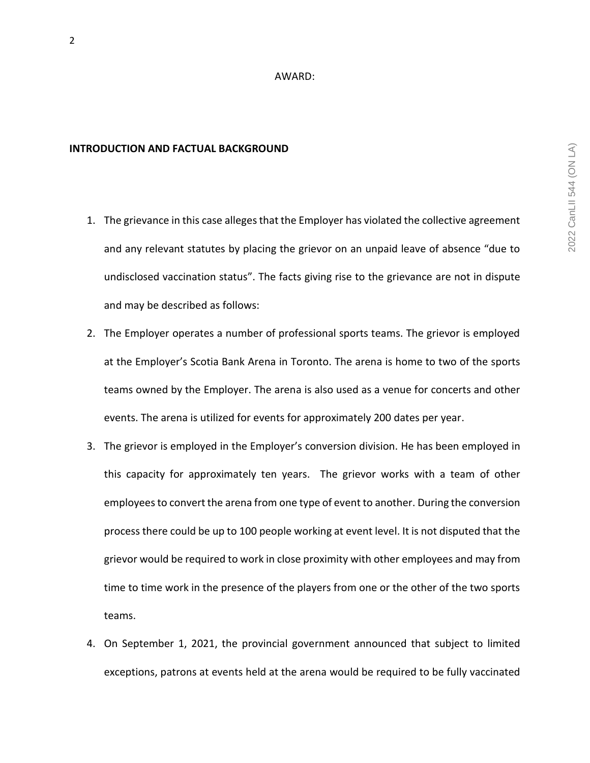AWARD:

## INTRODUCTION AND FACTUAL BACKGROUND

1. The grievance in this case alleges that the Employer has violated the collective agreement and any relevant statutes by placing the grievor on an unpaid leave of absence "due to undisclosed vaccination status". The facts giving rise to the grievance are not in dispute and may be described as follows:
2. The Employer operates a number of professional sports teams. The grievor is employed at the Employer's Scotia Bank Arena in Toronto. The arena is home to two of the sports teams owned by the Employer. The arena is also used as a venue for concerts and other events. The arena is utilized for events for approximately 200 dates per year.
3. The grievor is employed in the Employer's conversion division. He has been employed in this capacity for approximately ten years. The grievor works with a team of other employees to convert the arena from one type of event to another. During the conversion process there could be up to 100 people working at event level. It is not disputed that the grievor would be required to work in close proximity with other employees and may from time to time work in the presence of the players from one or the other of the two sports teams.
4. On September 1, 2021, the provincial government announced that subject to limited exceptions, patrons at events held at the arena would be required to be fully vaccinated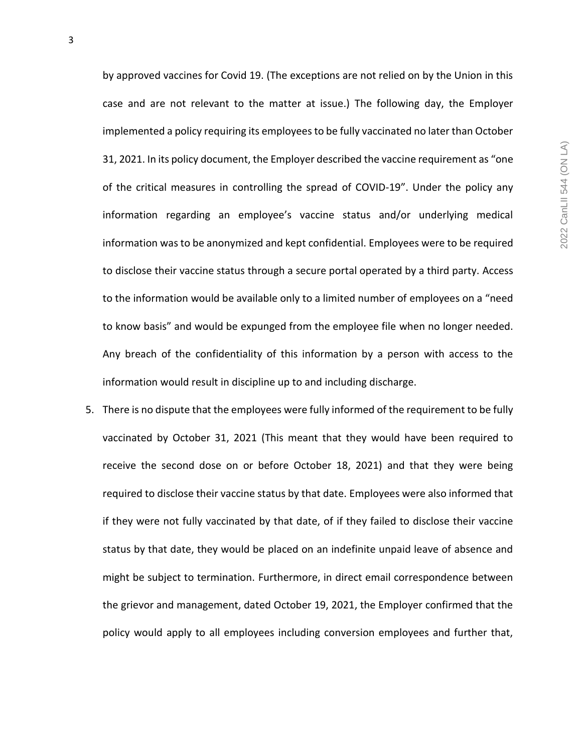by approved vaccines for Covid 19. (The exceptions are not relied on by the Union in this case and are not relevant to the matter at issue.) The following day, the Employer implemented a policy requiring its employees to be fully vaccinated no later than October 31, 2021. In its policy document, the Employer described the vaccine requirement as "one of the critical measures in controlling the spread of COVID-19". Under the policy any information regarding an employee's vaccine status and/or underlying medical information was to be anonymized and kept confidential. Employees were to be required to disclose their vaccine status through a secure portal operated by a third party. Access to the information would be available only to a limited number of employees on a "need to know basis" and would be expunged from the employee file when no longer needed. Any breach of the confidentiality of this information by a person with access to the information would result in discipline up to and including discharge.

5. There is no dispute that the employees were fully informed of the requirement to be fully vaccinated by October 31, 2021 (This meant that they would have been required to receive the second dose on or before October 18, 2021) and that they were being required to disclose their vaccine status by that date. Employees were also informed that if they were not fully vaccinated by that date, of if they failed to disclose their vaccine status by that date, they would be placed on an indefinite unpaid leave of absence and might be subject to termination. Furthermore, in direct email correspondence between the grievor and management, dated October 19, 2021, the Employer confirmed that the policy would apply to all employees including conversion employees and further that,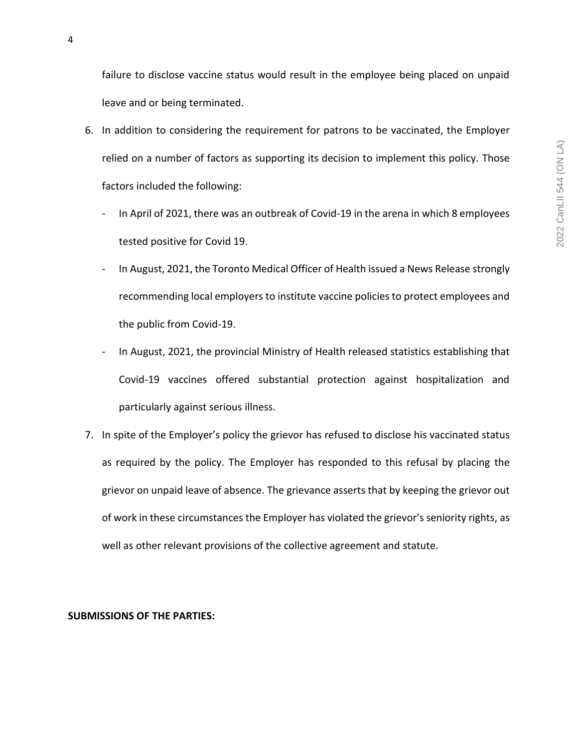failure to disclose vaccine status would result in the employee being placed on unpaid leave and or being terminated.

6. In addition to considering the requirement for patrons to be vaccinated, the Employer relied on a number of factors as supporting its decision to implement this policy. Those factors included the following:

   - In April of 2021, there was an outbreak of Covid-19 in the arena in which 8 employees tested positive for Covid 19.
   - In August, 2021, the Toronto Medical Officer of Health issued a News Release strongly recommending local employers to institute vaccine policies to protect employees and the public from Covid-19.
   - In August, 2021, the provincial Ministry of Health released statistics establishing that Covid-19 vaccines offered substantial protection against hospitalization and particularly against serious illness.

7. In spite of the Employer's policy the grievor has refused to disclose his vaccinated status as required by the policy. The Employer has responded to this refusal by placing the grievor on unpaid leave of absence. The grievance asserts that by keeping the grievor out of work in these circumstances the Employer has violated the grievor's seniority rights, as well as other relevant provisions of the collective agreement and statute.

**SUBMISSIONS OF THE PARTIES:**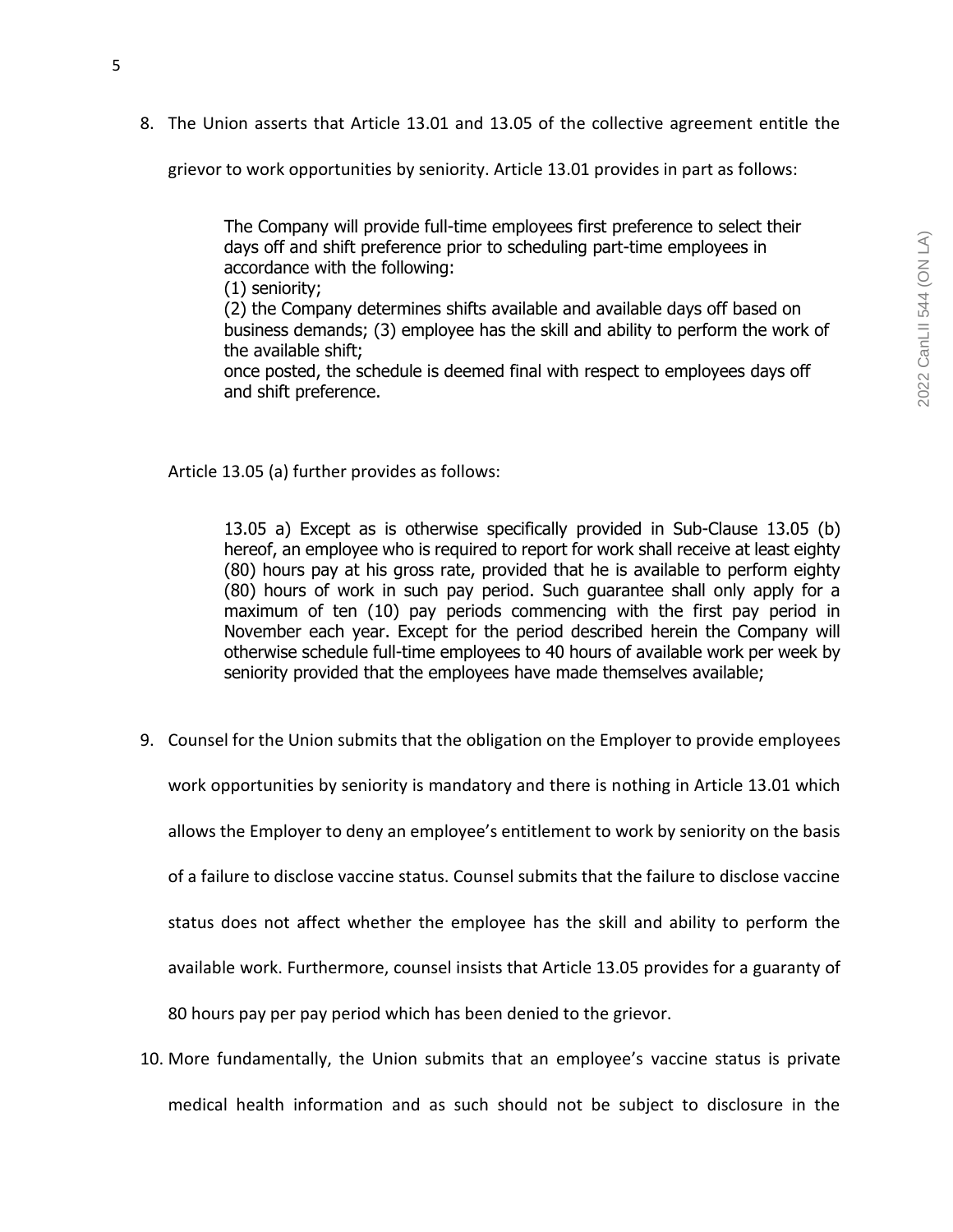8. The Union asserts that Article 13.01 and 13.05 of the collective agreement entitle the grievor to work opportunities by seniority. Article 13.01 provides in part as follows:

> The Company will provide full-time employees first preference to select their days off and shift preference prior to scheduling part-time employees in accordance with the following:
> (1) seniority;
> (2) the Company determines shifts available and available days off based on business demands; (3) employee has the skill and ability to perform the work of the available shift;
> once posted, the schedule is deemed final with respect to employees days off and shift preference.

Article 13.05 (a) further provides as follows:

> 13.05 a) Except as is otherwise specifically provided in Sub-Clause 13.05 (b) hereof, an employee who is required to report for work shall receive at least eighty (80) hours pay at his gross rate, provided that he is available to perform eighty (80) hours of work in such pay period. Such guarantee shall only apply for a maximum of ten (10) pay periods commencing with the first pay period in November each year. Except for the period described herein the Company will otherwise schedule full-time employees to 40 hours of available work per week by seniority provided that the employees have made themselves available;

9. Counsel for the Union submits that the obligation on the Employer to provide employees work opportunities by seniority is mandatory and there is nothing in Article 13.01 which allows the Employer to deny an employee's entitlement to work by seniority on the basis of a failure to disclose vaccine status. Counsel submits that the failure to disclose vaccine status does not affect whether the employee has the skill and ability to perform the available work. Furthermore, counsel insists that Article 13.05 provides for a guaranty of 80 hours pay per pay period which has been denied to the grievor.

10. More fundamentally, the Union submits that an employee's vaccine status is private medical health information and as such should not be subject to disclosure in the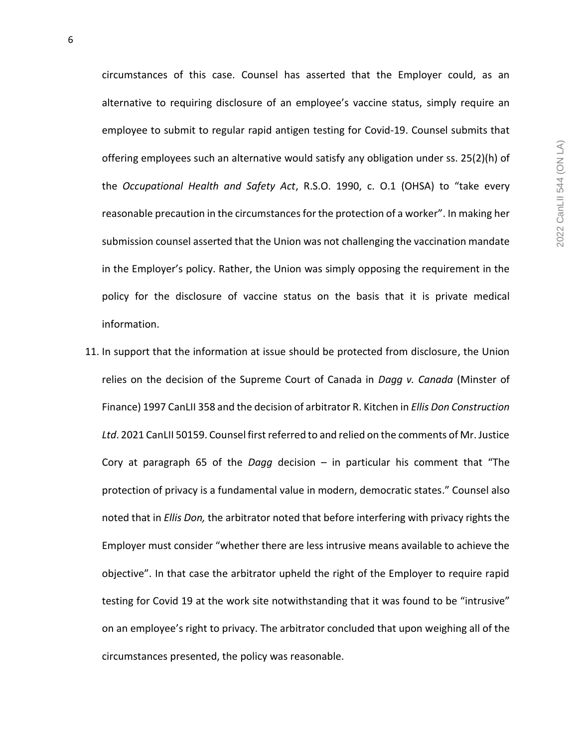circumstances of this case. Counsel has asserted that the Employer could, as an alternative to requiring disclosure of an employee's vaccine status, simply require an employee to submit to regular rapid antigen testing for Covid-19. Counsel submits that offering employees such an alternative would satisfy any obligation under ss. 25(2)(h) of the *Occupational Health and Safety Act*, R.S.O. 1990, c. O.1 (OHSA) to "take every reasonable precaution in the circumstances for the protection of a worker". In making her submission counsel asserted that the Union was not challenging the vaccination mandate in the Employer's policy. Rather, the Union was simply opposing the requirement in the policy for the disclosure of vaccine status on the basis that it is private medical information.

11. In support that the information at issue should be protected from disclosure, the Union relies on the decision of the Supreme Court of Canada in *Dagg v. Canada* (Minster of Finance) 1997 CanLII 358 and the decision of arbitrator R. Kitchen in *Ellis Don Construction Ltd*. 2021 CanLII 50159. Counsel first referred to and relied on the comments of Mr. Justice Cory at paragraph 65 of the *Dagg* decision – in particular his comment that "The protection of privacy is a fundamental value in modern, democratic states." Counsel also noted that in *Ellis Don,* the arbitrator noted that before interfering with privacy rights the Employer must consider "whether there are less intrusive means available to achieve the objective". In that case the arbitrator upheld the right of the Employer to require rapid testing for Covid 19 at the work site notwithstanding that it was found to be "intrusive" on an employee's right to privacy. The arbitrator concluded that upon weighing all of the circumstances presented, the policy was reasonable.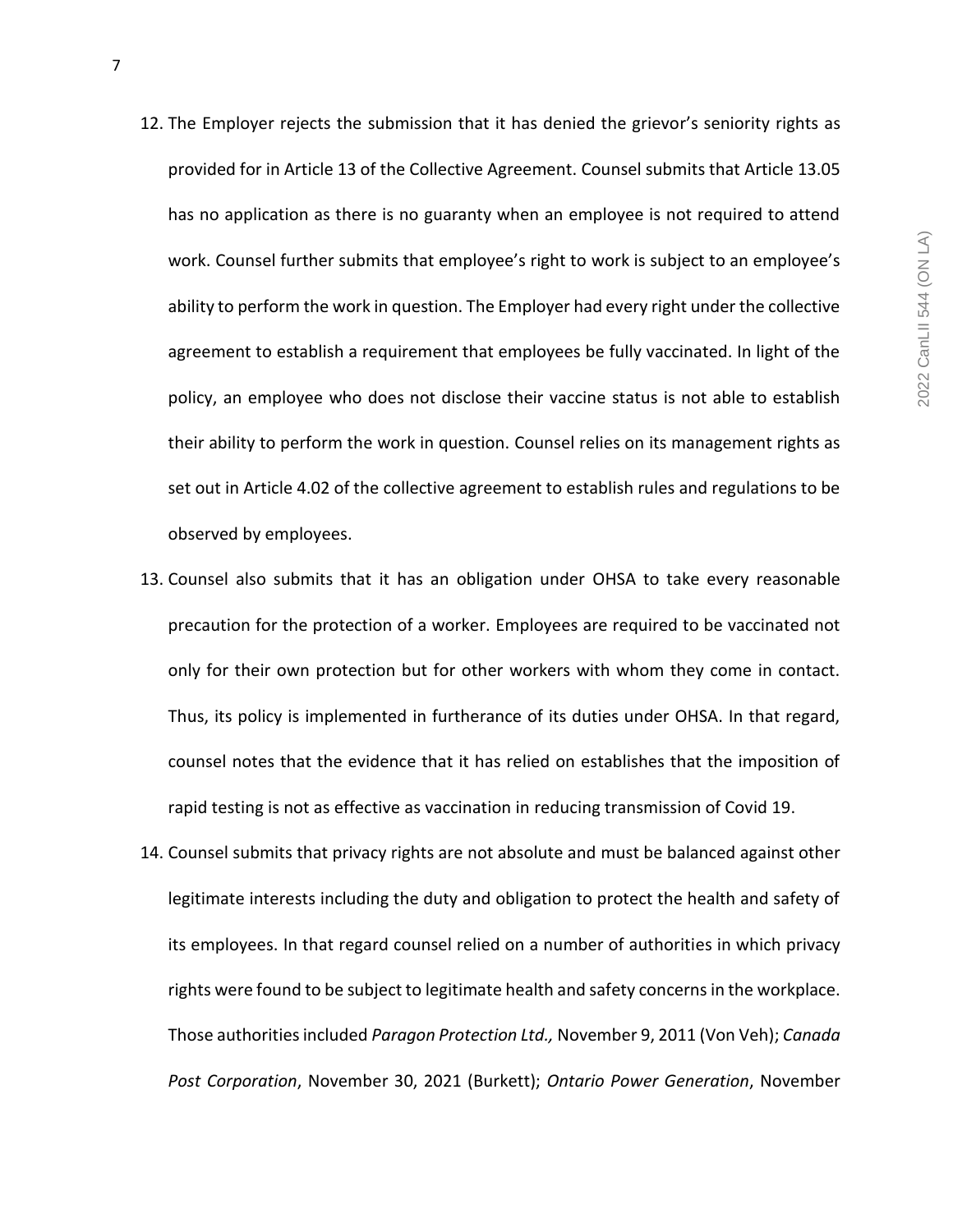12. The Employer rejects the submission that it has denied the grievor's seniority rights as provided for in Article 13 of the Collective Agreement. Counsel submits that Article 13.05 has no application as there is no guaranty when an employee is not required to attend work. Counsel further submits that employee's right to work is subject to an employee's ability to perform the work in question. The Employer had every right under the collective agreement to establish a requirement that employees be fully vaccinated. In light of the policy, an employee who does not disclose their vaccine status is not able to establish their ability to perform the work in question. Counsel relies on its management rights as set out in Article 4.02 of the collective agreement to establish rules and regulations to be observed by employees.

13. Counsel also submits that it has an obligation under OHSA to take every reasonable precaution for the protection of a worker. Employees are required to be vaccinated not only for their own protection but for other workers with whom they come in contact. Thus, its policy is implemented in furtherance of its duties under OHSA. In that regard, counsel notes that the evidence that it has relied on establishes that the imposition of rapid testing is not as effective as vaccination in reducing transmission of Covid 19.

14. Counsel submits that privacy rights are not absolute and must be balanced against other legitimate interests including the duty and obligation to protect the health and safety of its employees. In that regard counsel relied on a number of authorities in which privacy rights were found to be subject to legitimate health and safety concerns in the workplace. Those authorities included *Paragon Protection Ltd.,* November 9, 2011 (Von Veh); *Canada Post Corporation*, November 30, 2021 (Burkett); *Ontario Power Generation*, November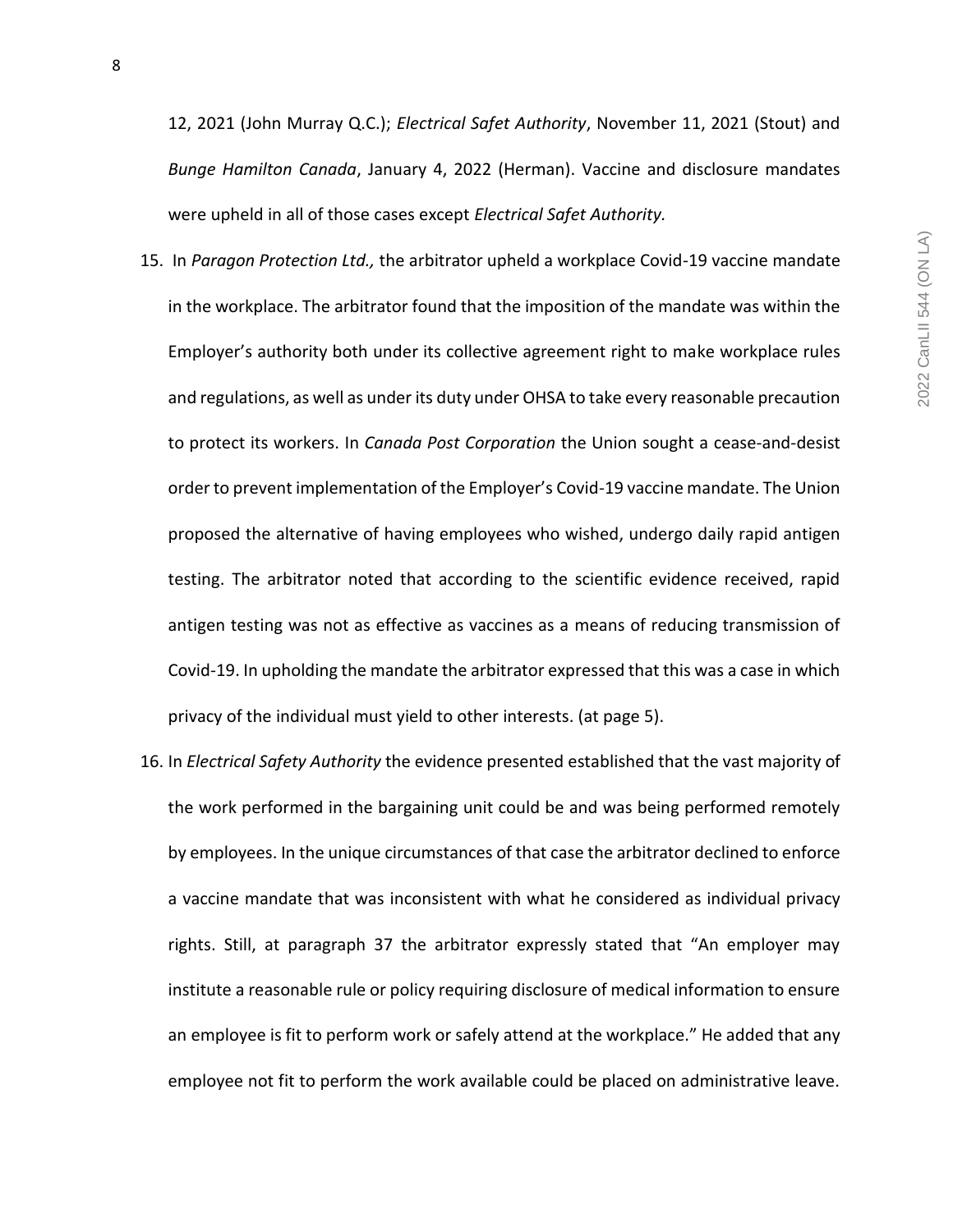12, 2021 (John Murray Q.C.); *Electrical Safet Authority*, November 11, 2021 (Stout) and *Bunge Hamilton Canada*, January 4, 2022 (Herman). Vaccine and disclosure mandates were upheld in all of those cases except *Electrical Safet Authority.*

15. In *Paragon Protection Ltd.,* the arbitrator upheld a workplace Covid-19 vaccine mandate in the workplace. The arbitrator found that the imposition of the mandate was within the Employer's authority both under its collective agreement right to make workplace rules and regulations, as well as under its duty under OHSA to take every reasonable precaution to protect its workers. In *Canada Post Corporation* the Union sought a cease-and-desist order to prevent implementation of the Employer's Covid-19 vaccine mandate. The Union proposed the alternative of having employees who wished, undergo daily rapid antigen testing. The arbitrator noted that according to the scientific evidence received, rapid antigen testing was not as effective as vaccines as a means of reducing transmission of Covid-19. In upholding the mandate the arbitrator expressed that this was a case in which privacy of the individual must yield to other interests. (at page 5).

16. In *Electrical Safety Authority* the evidence presented established that the vast majority of the work performed in the bargaining unit could be and was being performed remotely by employees. In the unique circumstances of that case the arbitrator declined to enforce a vaccine mandate that was inconsistent with what he considered as individual privacy rights. Still, at paragraph 37 the arbitrator expressly stated that "An employer may institute a reasonable rule or policy requiring disclosure of medical information to ensure an employee is fit to perform work or safely attend at the workplace." He added that any employee not fit to perform the work available could be placed on administrative leave.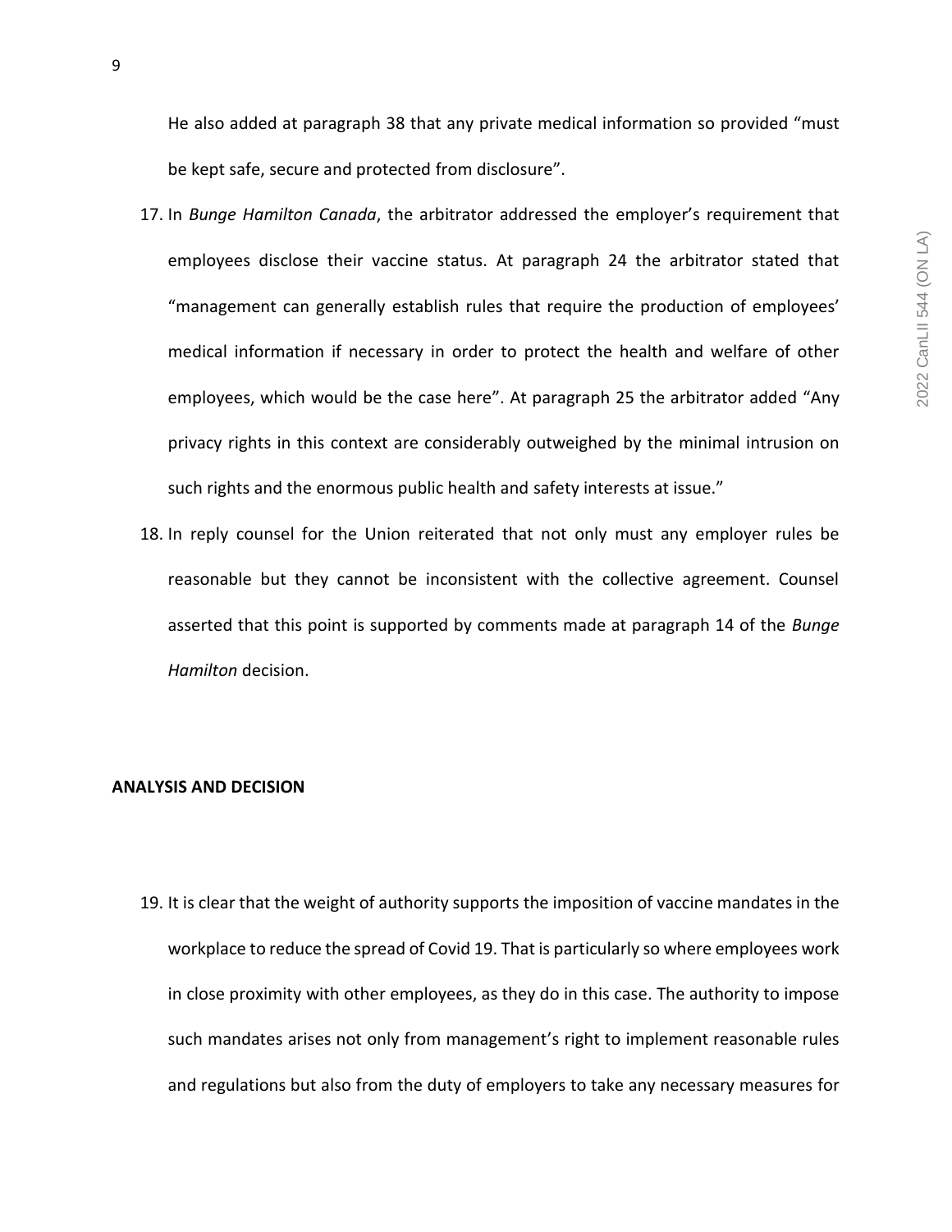He also added at paragraph 38 that any private medical information so provided "must be kept safe, secure and protected from disclosure".

17. In *Bunge Hamilton Canada*, the arbitrator addressed the employer's requirement that employees disclose their vaccine status. At paragraph 24 the arbitrator stated that "management can generally establish rules that require the production of employees' medical information if necessary in order to protect the health and welfare of other employees, which would be the case here". At paragraph 25 the arbitrator added "Any privacy rights in this context are considerably outweighed by the minimal intrusion on such rights and the enormous public health and safety interests at issue."

18. In reply counsel for the Union reiterated that not only must any employer rules be reasonable but they cannot be inconsistent with the collective agreement. Counsel asserted that this point is supported by comments made at paragraph 14 of the *Bunge Hamilton* decision.

**ANALYSIS AND DECISION**

19. It is clear that the weight of authority supports the imposition of vaccine mandates in the workplace to reduce the spread of Covid 19. That is particularly so where employees work in close proximity with other employees, as they do in this case. The authority to impose such mandates arises not only from management's right to implement reasonable rules and regulations but also from the duty of employers to take any necessary measures for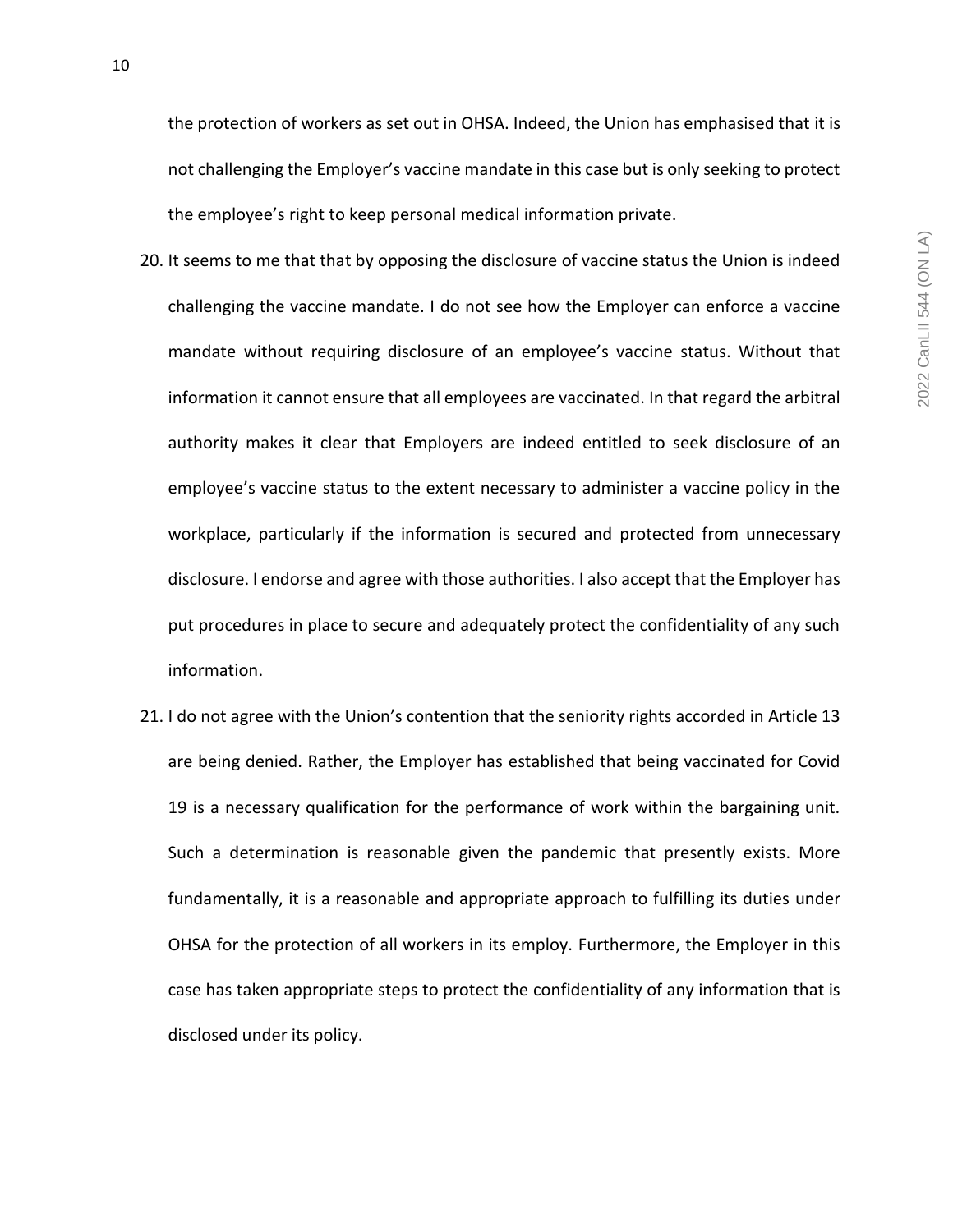the protection of workers as set out in OHSA. Indeed, the Union has emphasised that it is not challenging the Employer's vaccine mandate in this case but is only seeking to protect the employee's right to keep personal medical information private.

20. It seems to me that that by opposing the disclosure of vaccine status the Union is indeed challenging the vaccine mandate. I do not see how the Employer can enforce a vaccine mandate without requiring disclosure of an employee's vaccine status. Without that information it cannot ensure that all employees are vaccinated. In that regard the arbitral authority makes it clear that Employers are indeed entitled to seek disclosure of an employee's vaccine status to the extent necessary to administer a vaccine policy in the workplace, particularly if the information is secured and protected from unnecessary disclosure. I endorse and agree with those authorities. I also accept that the Employer has put procedures in place to secure and adequately protect the confidentiality of any such information.

21. I do not agree with the Union's contention that the seniority rights accorded in Article 13 are being denied. Rather, the Employer has established that being vaccinated for Covid 19 is a necessary qualification for the performance of work within the bargaining unit. Such a determination is reasonable given the pandemic that presently exists. More fundamentally, it is a reasonable and appropriate approach to fulfilling its duties under OHSA for the protection of all workers in its employ. Furthermore, the Employer in this case has taken appropriate steps to protect the confidentiality of any information that is disclosed under its policy.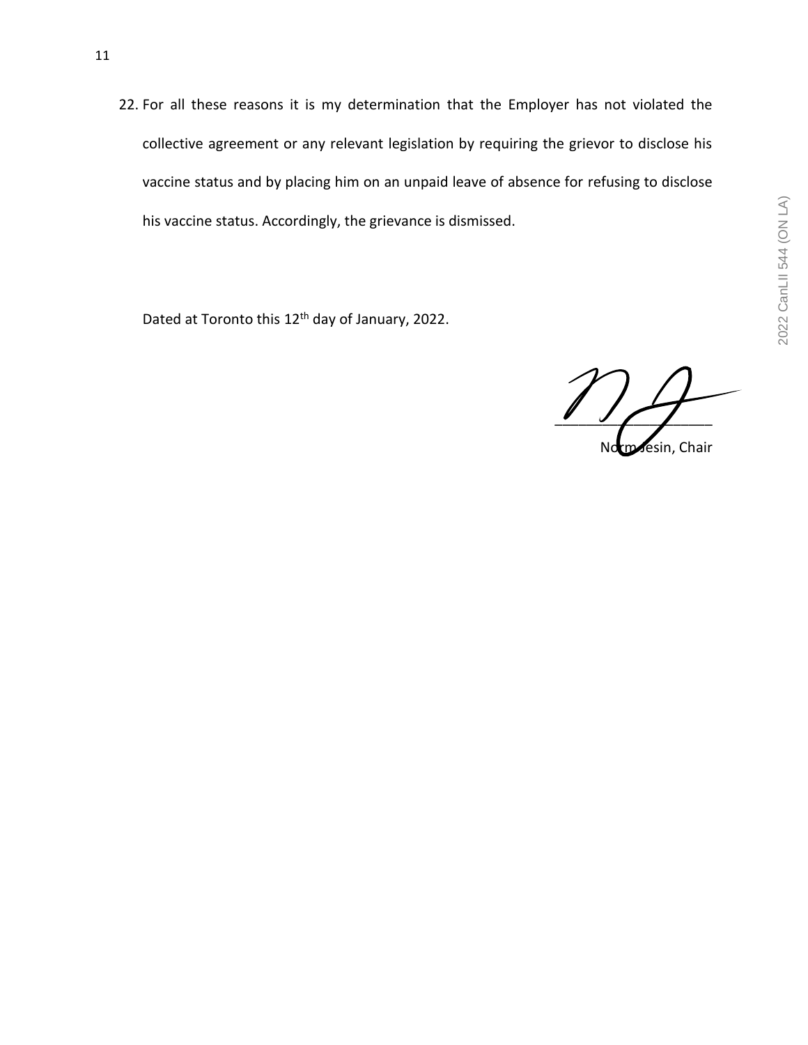22. For all these reasons it is my determination that the Employer has not violated the collective agreement or any relevant legislation by requiring the grievor to disclose his vaccine status and by placing him on an unpaid leave of absence for refusing to disclose his vaccine status. Accordingly, the grievance is dismissed.

Dated at Toronto this 12th day of January, 2022.

\_\_\_\_\_\_\_\_\_\_\_\_\_\_\_\_\_\_\_\_\_\_

Norm Jesin, Chair